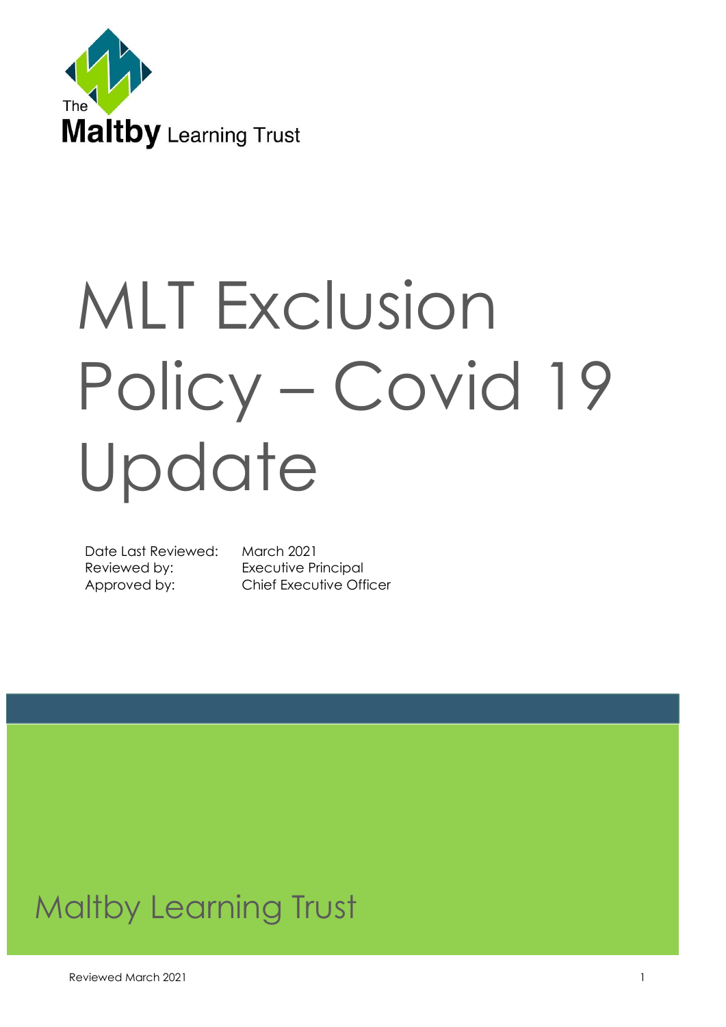The Maltby Learning Trust

# MLT Exclusion Policy – Covid 19 Update

| | |
|---|---|
| Date Last Reviewed: | March 2021 |
| Reviewed by: | Executive Principal |
| Approved by: | Chief Executive Officer |

Maltby Learning Trust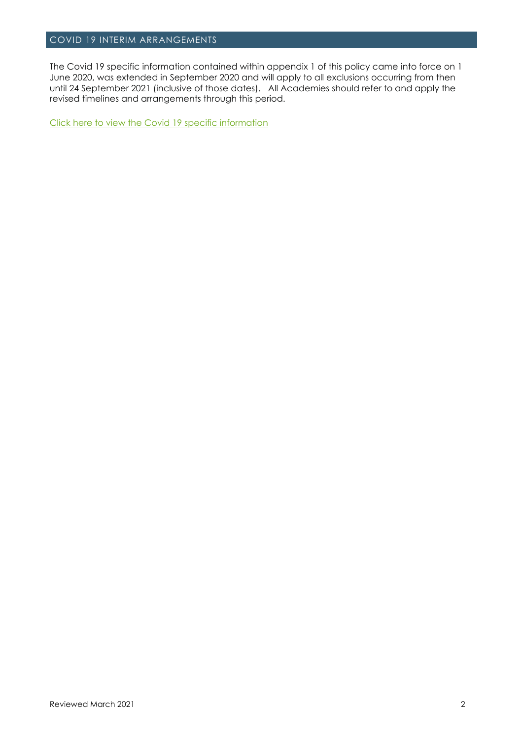## COVID 19 INTERIM ARRANGEMENTS

The Covid 19 specific information contained within appendix 1 of this policy came into force on 1 June 2020, was extended in September 2020 and will apply to all exclusions occurring from then until 24 September 2021 (inclusive of those dates). All Academies should refer to and apply the revised timelines and arrangements through this period.

Click here to view the Covid 19 specific information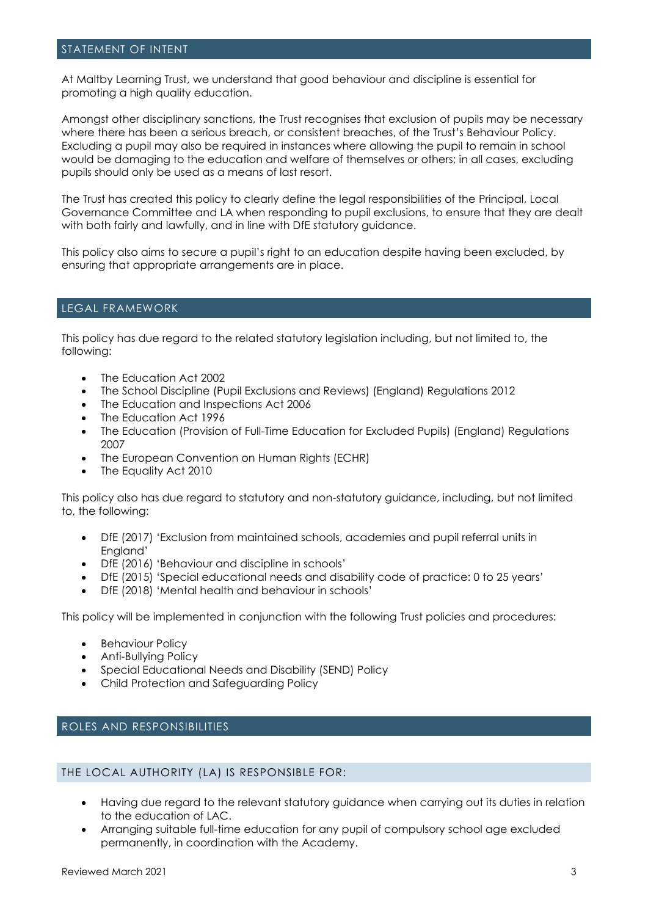## STATEMENT OF INTENT

At Maltby Learning Trust, we understand that good behaviour and discipline is essential for promoting a high quality education.

Amongst other disciplinary sanctions, the Trust recognises that exclusion of pupils may be necessary where there has been a serious breach, or consistent breaches, of the Trust's Behaviour Policy. Excluding a pupil may also be required in instances where allowing the pupil to remain in school would be damaging to the education and welfare of themselves or others; in all cases, excluding pupils should only be used as a means of last resort.

The Trust has created this policy to clearly define the legal responsibilities of the Principal, Local Governance Committee and LA when responding to pupil exclusions, to ensure that they are dealt with both fairly and lawfully, and in line with DfE statutory guidance.

This policy also aims to secure a pupil's right to an education despite having been excluded, by ensuring that appropriate arrangements are in place.

## LEGAL FRAMEWORK

This policy has due regard to the related statutory legislation including, but not limited to, the following:

- The Education Act 2002
- The School Discipline (Pupil Exclusions and Reviews) (England) Regulations 2012
- The Education and Inspections Act 2006
- The Education Act 1996
- The Education (Provision of Full-Time Education for Excluded Pupils) (England) Regulations 2007
- The European Convention on Human Rights (ECHR)
- The Equality Act 2010

This policy also has due regard to statutory and non-statutory guidance, including, but not limited to, the following:

- DfE (2017) 'Exclusion from maintained schools, academies and pupil referral units in England'
- DfE (2016) 'Behaviour and discipline in schools'
- DfE (2015) 'Special educational needs and disability code of practice: 0 to 25 years'
- DfE (2018) 'Mental health and behaviour in schools'

This policy will be implemented in conjunction with the following Trust policies and procedures:

- Behaviour Policy
- Anti-Bullying Policy
- Special Educational Needs and Disability (SEND) Policy
- Child Protection and Safeguarding Policy

## ROLES AND RESPONSIBILITIES

### THE LOCAL AUTHORITY (LA) IS RESPONSIBLE FOR:

- Having due regard to the relevant statutory guidance when carrying out its duties in relation to the education of LAC.
- Arranging suitable full-time education for any pupil of compulsory school age excluded permanently, in coordination with the Academy.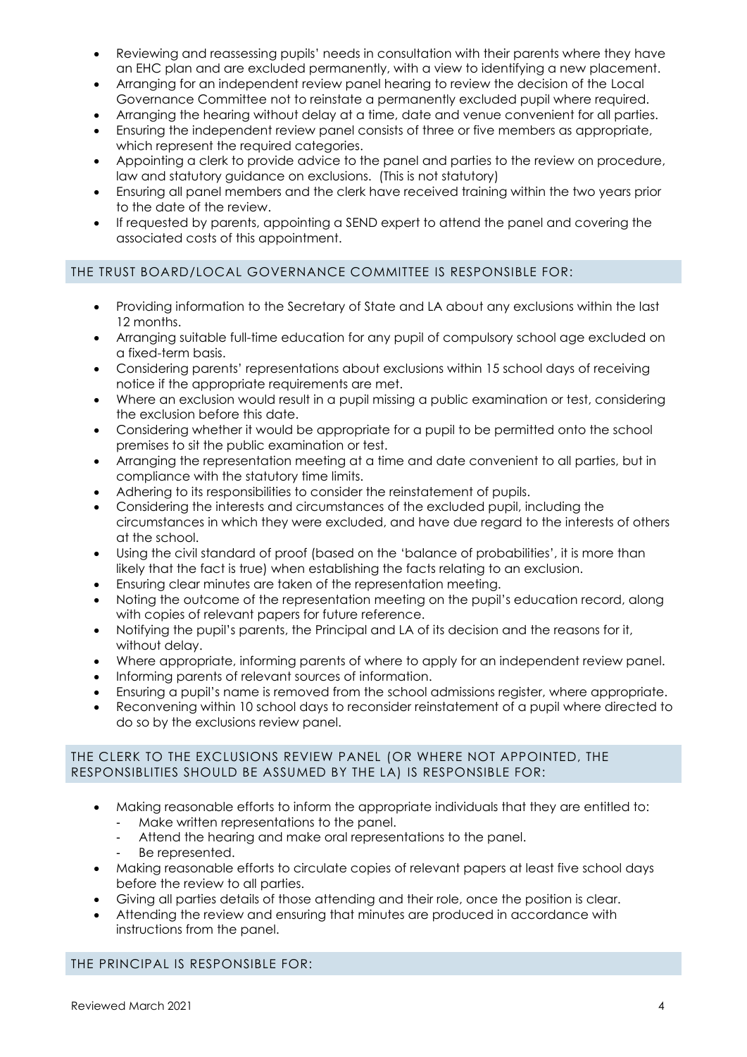- Reviewing and reassessing pupils' needs in consultation with their parents where they have an EHC plan and are excluded permanently, with a view to identifying a new placement.
- Arranging for an independent review panel hearing to review the decision of the Local Governance Committee not to reinstate a permanently excluded pupil where required.
- Arranging the hearing without delay at a time, date and venue convenient for all parties.
- Ensuring the independent review panel consists of three or five members as appropriate, which represent the required categories.
- Appointing a clerk to provide advice to the panel and parties to the review on procedure, law and statutory guidance on exclusions. (This is not statutory)
- Ensuring all panel members and the clerk have received training within the two years prior to the date of the review.
- If requested by parents, appointing a SEND expert to attend the panel and covering the associated costs of this appointment.

### THE TRUST BOARD/LOCAL GOVERNANCE COMMITTEE IS RESPONSIBLE FOR:

- Providing information to the Secretary of State and LA about any exclusions within the last 12 months.
- Arranging suitable full-time education for any pupil of compulsory school age excluded on a fixed-term basis.
- Considering parents' representations about exclusions within 15 school days of receiving notice if the appropriate requirements are met.
- Where an exclusion would result in a pupil missing a public examination or test, considering the exclusion before this date.
- Considering whether it would be appropriate for a pupil to be permitted onto the school premises to sit the public examination or test.
- Arranging the representation meeting at a time and date convenient to all parties, but in compliance with the statutory time limits.
- Adhering to its responsibilities to consider the reinstatement of pupils.
- Considering the interests and circumstances of the excluded pupil, including the circumstances in which they were excluded, and have due regard to the interests of others at the school.
- Using the civil standard of proof (based on the 'balance of probabilities', it is more than likely that the fact is true) when establishing the facts relating to an exclusion.
- Ensuring clear minutes are taken of the representation meeting.
- Noting the outcome of the representation meeting on the pupil's education record, along with copies of relevant papers for future reference.
- Notifying the pupil's parents, the Principal and LA of its decision and the reasons for it, without delay.
- Where appropriate, informing parents of where to apply for an independent review panel.
- Informing parents of relevant sources of information.
- Ensuring a pupil's name is removed from the school admissions register, where appropriate.
- Reconvening within 10 school days to reconsider reinstatement of a pupil where directed to do so by the exclusions review panel.

### THE CLERK TO THE EXCLUSIONS REVIEW PANEL (OR WHERE NOT APPOINTED, THE RESPONSIBLITIES SHOULD BE ASSUMED BY THE LA) IS RESPONSIBLE FOR:

- Making reasonable efforts to inform the appropriate individuals that they are entitled to:
  - Make written representations to the panel.
  - Attend the hearing and make oral representations to the panel.
  - Be represented.
- Making reasonable efforts to circulate copies of relevant papers at least five school days before the review to all parties.
- Giving all parties details of those attending and their role, once the position is clear.
- Attending the review and ensuring that minutes are produced in accordance with instructions from the panel.

### THE PRINCIPAL IS RESPONSIBLE FOR: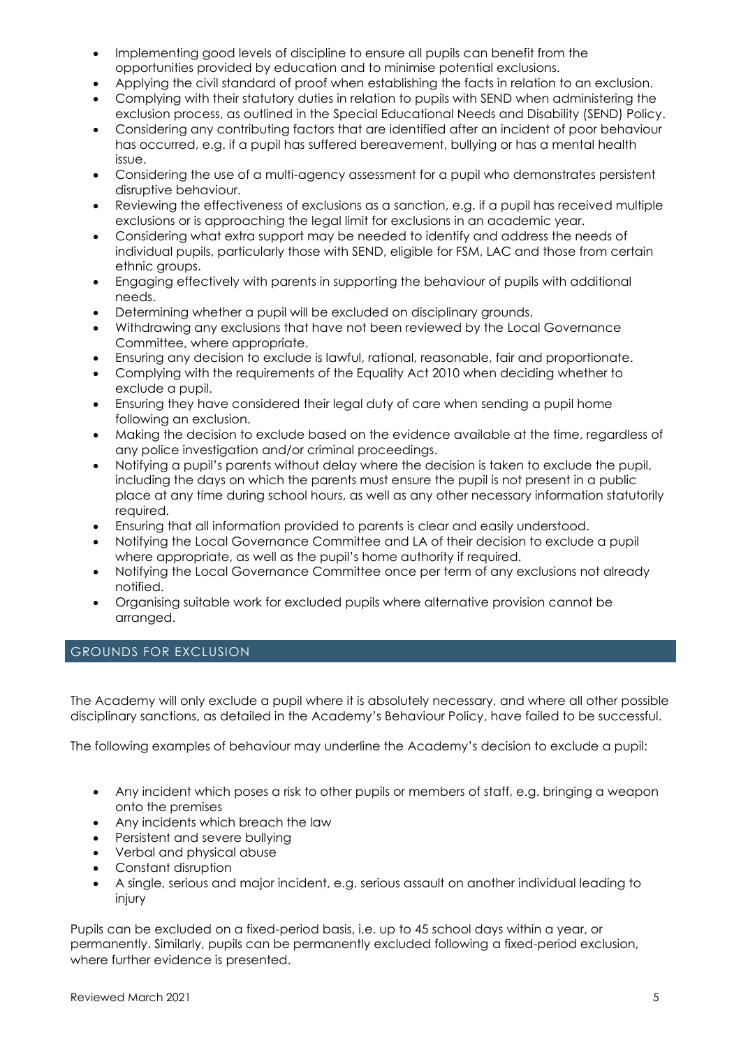- Implementing good levels of discipline to ensure all pupils can benefit from the opportunities provided by education and to minimise potential exclusions.
- Applying the civil standard of proof when establishing the facts in relation to an exclusion.
- Complying with their statutory duties in relation to pupils with SEND when administering the exclusion process, as outlined in the Special Educational Needs and Disability (SEND) Policy.
- Considering any contributing factors that are identified after an incident of poor behaviour has occurred, e.g. if a pupil has suffered bereavement, bullying or has a mental health issue.
- Considering the use of a multi-agency assessment for a pupil who demonstrates persistent disruptive behaviour.
- Reviewing the effectiveness of exclusions as a sanction, e.g. if a pupil has received multiple exclusions or is approaching the legal limit for exclusions in an academic year.
- Considering what extra support may be needed to identify and address the needs of individual pupils, particularly those with SEND, eligible for FSM, LAC and those from certain ethnic groups.
- Engaging effectively with parents in supporting the behaviour of pupils with additional needs.
- Determining whether a pupil will be excluded on disciplinary grounds.
- Withdrawing any exclusions that have not been reviewed by the Local Governance Committee, where appropriate.
- Ensuring any decision to exclude is lawful, rational, reasonable, fair and proportionate.
- Complying with the requirements of the Equality Act 2010 when deciding whether to exclude a pupil.
- Ensuring they have considered their legal duty of care when sending a pupil home following an exclusion.
- Making the decision to exclude based on the evidence available at the time, regardless of any police investigation and/or criminal proceedings.
- Notifying a pupil's parents without delay where the decision is taken to exclude the pupil, including the days on which the parents must ensure the pupil is not present in a public place at any time during school hours, as well as any other necessary information statutorily required.
- Ensuring that all information provided to parents is clear and easily understood.
- Notifying the Local Governance Committee and LA of their decision to exclude a pupil where appropriate, as well as the pupil's home authority if required.
- Notifying the Local Governance Committee once per term of any exclusions not already notified.
- Organising suitable work for excluded pupils where alternative provision cannot be arranged.

## GROUNDS FOR EXCLUSION

The Academy will only exclude a pupil where it is absolutely necessary, and where all other possible disciplinary sanctions, as detailed in the Academy's Behaviour Policy, have failed to be successful.

The following examples of behaviour may underline the Academy's decision to exclude a pupil:

- Any incident which poses a risk to other pupils or members of staff, e.g. bringing a weapon onto the premises
- Any incidents which breach the law
- Persistent and severe bullying
- Verbal and physical abuse
- Constant disruption
- A single, serious and major incident, e.g. serious assault on another individual leading to injury

Pupils can be excluded on a fixed-period basis, i.e. up to 45 school days within a year, or permanently. Similarly, pupils can be permanently excluded following a fixed-period exclusion, where further evidence is presented.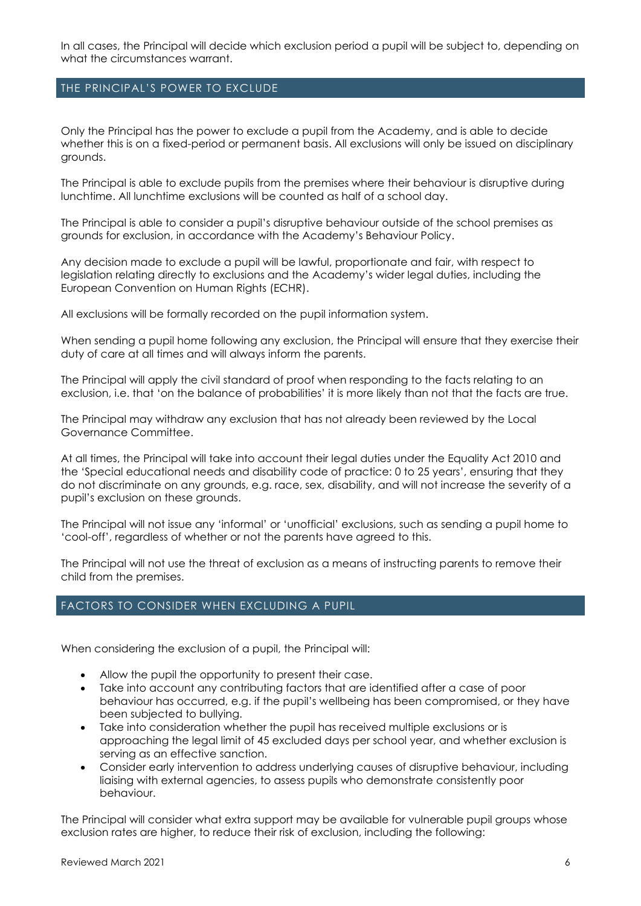In all cases, the Principal will decide which exclusion period a pupil will be subject to, depending on what the circumstances warrant.

## THE PRINCIPAL'S POWER TO EXCLUDE

Only the Principal has the power to exclude a pupil from the Academy, and is able to decide whether this is on a fixed-period or permanent basis. All exclusions will only be issued on disciplinary grounds.

The Principal is able to exclude pupils from the premises where their behaviour is disruptive during lunchtime. All lunchtime exclusions will be counted as half of a school day.

The Principal is able to consider a pupil's disruptive behaviour outside of the school premises as grounds for exclusion, in accordance with the Academy's Behaviour Policy.

Any decision made to exclude a pupil will be lawful, proportionate and fair, with respect to legislation relating directly to exclusions and the Academy's wider legal duties, including the European Convention on Human Rights (ECHR).

All exclusions will be formally recorded on the pupil information system.

When sending a pupil home following any exclusion, the Principal will ensure that they exercise their duty of care at all times and will always inform the parents.

The Principal will apply the civil standard of proof when responding to the facts relating to an exclusion, i.e. that 'on the balance of probabilities' it is more likely than not that the facts are true.

The Principal may withdraw any exclusion that has not already been reviewed by the Local Governance Committee.

At all times, the Principal will take into account their legal duties under the Equality Act 2010 and the 'Special educational needs and disability code of practice: 0 to 25 years', ensuring that they do not discriminate on any grounds, e.g. race, sex, disability, and will not increase the severity of a pupil's exclusion on these grounds.

The Principal will not issue any 'informal' or 'unofficial' exclusions, such as sending a pupil home to 'cool-off', regardless of whether or not the parents have agreed to this.

The Principal will not use the threat of exclusion as a means of instructing parents to remove their child from the premises.

## FACTORS TO CONSIDER WHEN EXCLUDING A PUPIL

When considering the exclusion of a pupil, the Principal will:

- Allow the pupil the opportunity to present their case.
- Take into account any contributing factors that are identified after a case of poor behaviour has occurred, e.g. if the pupil's wellbeing has been compromised, or they have been subjected to bullying.
- Take into consideration whether the pupil has received multiple exclusions or is approaching the legal limit of 45 excluded days per school year, and whether exclusion is serving as an effective sanction.
- Consider early intervention to address underlying causes of disruptive behaviour, including liaising with external agencies, to assess pupils who demonstrate consistently poor behaviour.

The Principal will consider what extra support may be available for vulnerable pupil groups whose exclusion rates are higher, to reduce their risk of exclusion, including the following: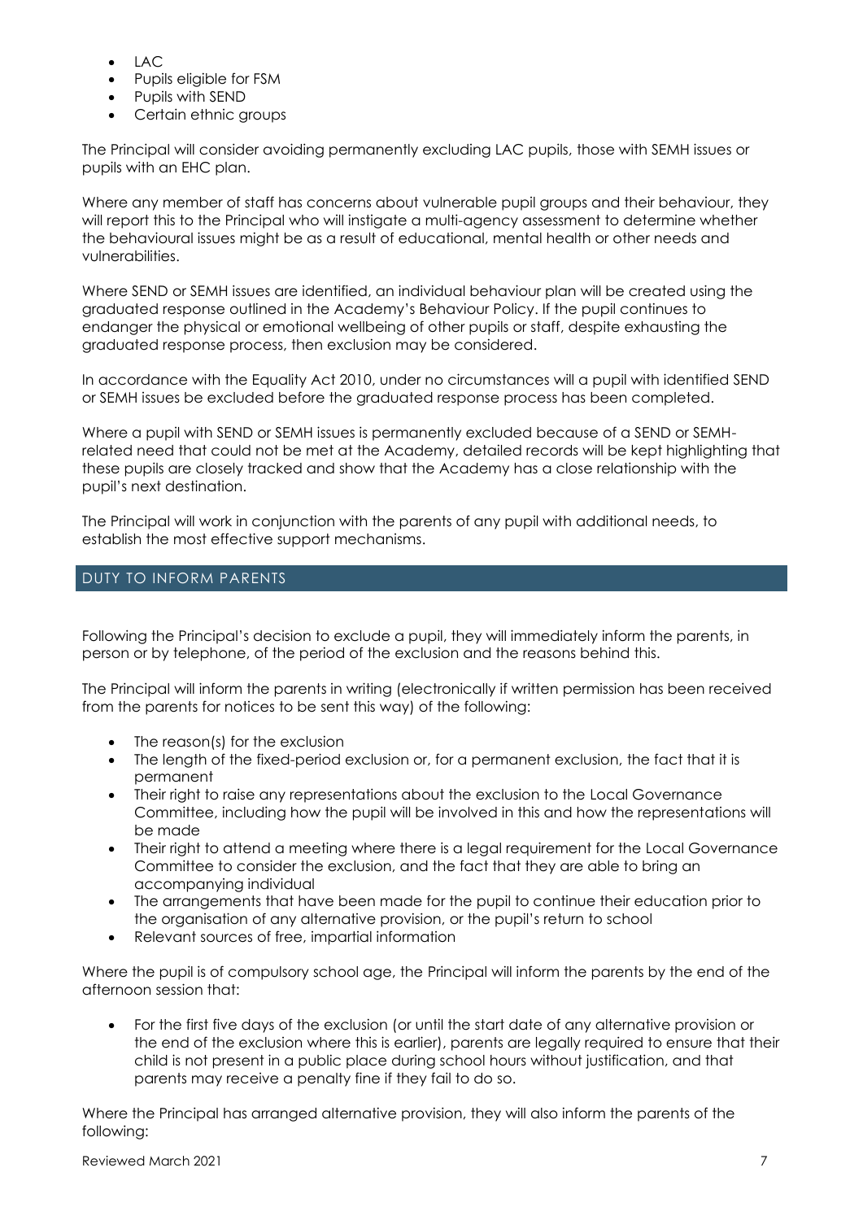- LAC
- Pupils eligible for FSM
- Pupils with SEND
- Certain ethnic groups

The Principal will consider avoiding permanently excluding LAC pupils, those with SEMH issues or pupils with an EHC plan.

Where any member of staff has concerns about vulnerable pupil groups and their behaviour, they will report this to the Principal who will instigate a multi-agency assessment to determine whether the behavioural issues might be as a result of educational, mental health or other needs and vulnerabilities.

Where SEND or SEMH issues are identified, an individual behaviour plan will be created using the graduated response outlined in the Academy's Behaviour Policy. If the pupil continues to endanger the physical or emotional wellbeing of other pupils or staff, despite exhausting the graduated response process, then exclusion may be considered.

In accordance with the Equality Act 2010, under no circumstances will a pupil with identified SEND or SEMH issues be excluded before the graduated response process has been completed.

Where a pupil with SEND or SEMH issues is permanently excluded because of a SEND or SEMH-related need that could not be met at the Academy, detailed records will be kept highlighting that these pupils are closely tracked and show that the Academy has a close relationship with the pupil's next destination.

The Principal will work in conjunction with the parents of any pupil with additional needs, to establish the most effective support mechanisms.

## DUTY TO INFORM PARENTS

Following the Principal's decision to exclude a pupil, they will immediately inform the parents, in person or by telephone, of the period of the exclusion and the reasons behind this.

The Principal will inform the parents in writing (electronically if written permission has been received from the parents for notices to be sent this way) of the following:

- The reason(s) for the exclusion
- The length of the fixed-period exclusion or, for a permanent exclusion, the fact that it is permanent
- Their right to raise any representations about the exclusion to the Local Governance Committee, including how the pupil will be involved in this and how the representations will be made
- Their right to attend a meeting where there is a legal requirement for the Local Governance Committee to consider the exclusion, and the fact that they are able to bring an accompanying individual
- The arrangements that have been made for the pupil to continue their education prior to the organisation of any alternative provision, or the pupil's return to school
- Relevant sources of free, impartial information

Where the pupil is of compulsory school age, the Principal will inform the parents by the end of the afternoon session that:

- For the first five days of the exclusion (or until the start date of any alternative provision or the end of the exclusion where this is earlier), parents are legally required to ensure that their child is not present in a public place during school hours without justification, and that parents may receive a penalty fine if they fail to do so.

Where the Principal has arranged alternative provision, they will also inform the parents of the following: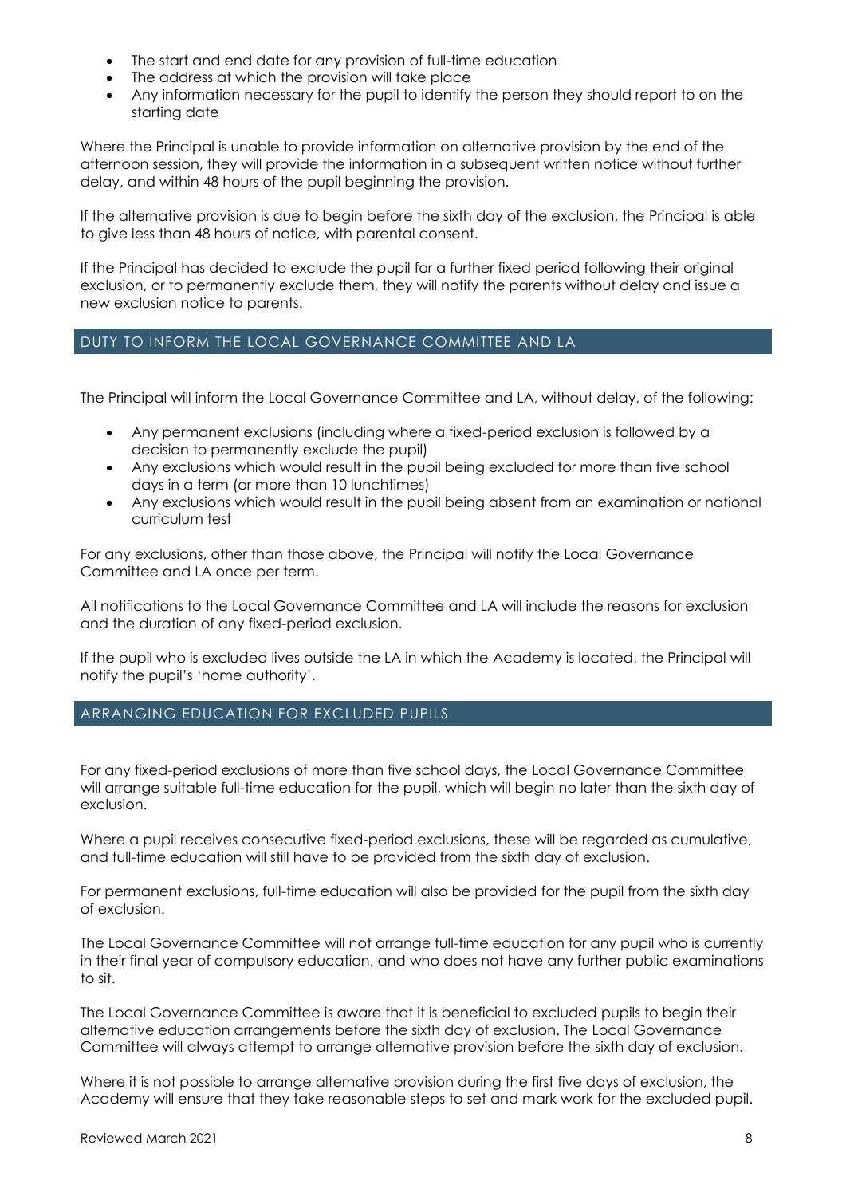- The start and end date for any provision of full-time education
- The address at which the provision will take place
- Any information necessary for the pupil to identify the person they should report to on the starting date

Where the Principal is unable to provide information on alternative provision by the end of the afternoon session, they will provide the information in a subsequent written notice without further delay, and within 48 hours of the pupil beginning the provision.

If the alternative provision is due to begin before the sixth day of the exclusion, the Principal is able to give less than 48 hours of notice, with parental consent.

If the Principal has decided to exclude the pupil for a further fixed period following their original exclusion, or to permanently exclude them, they will notify the parents without delay and issue a new exclusion notice to parents.

## DUTY TO INFORM THE LOCAL GOVERNANCE COMMITTEE AND LA

The Principal will inform the Local Governance Committee and LA, without delay, of the following:

- Any permanent exclusions (including where a fixed-period exclusion is followed by a decision to permanently exclude the pupil)
- Any exclusions which would result in the pupil being excluded for more than five school days in a term (or more than 10 lunchtimes)
- Any exclusions which would result in the pupil being absent from an examination or national curriculum test

For any exclusions, other than those above, the Principal will notify the Local Governance Committee and LA once per term.

All notifications to the Local Governance Committee and LA will include the reasons for exclusion and the duration of any fixed-period exclusion.

If the pupil who is excluded lives outside the LA in which the Academy is located, the Principal will notify the pupil's 'home authority'.

## ARRANGING EDUCATION FOR EXCLUDED PUPILS

For any fixed-period exclusions of more than five school days, the Local Governance Committee will arrange suitable full-time education for the pupil, which will begin no later than the sixth day of exclusion.

Where a pupil receives consecutive fixed-period exclusions, these will be regarded as cumulative, and full-time education will still have to be provided from the sixth day of exclusion.

For permanent exclusions, full-time education will also be provided for the pupil from the sixth day of exclusion.

The Local Governance Committee will not arrange full-time education for any pupil who is currently in their final year of compulsory education, and who does not have any further public examinations to sit.

The Local Governance Committee is aware that it is beneficial to excluded pupils to begin their alternative education arrangements before the sixth day of exclusion. The Local Governance Committee will always attempt to arrange alternative provision before the sixth day of exclusion.

Where it is not possible to arrange alternative provision during the first five days of exclusion, the Academy will ensure that they take reasonable steps to set and mark work for the excluded pupil.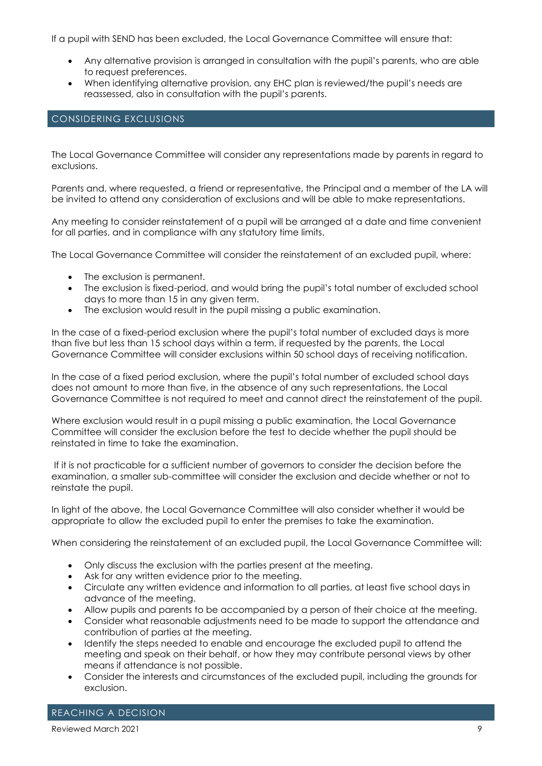If a pupil with SEND has been excluded, the Local Governance Committee will ensure that:

- Any alternative provision is arranged in consultation with the pupil's parents, who are able to request preferences.
- When identifying alternative provision, any EHC plan is reviewed/the pupil's needs are reassessed, also in consultation with the pupil's parents.

## CONSIDERING EXCLUSIONS

The Local Governance Committee will consider any representations made by parents in regard to exclusions.

Parents and, where requested, a friend or representative, the Principal and a member of the LA will be invited to attend any consideration of exclusions and will be able to make representations.

Any meeting to consider reinstatement of a pupil will be arranged at a date and time convenient for all parties, and in compliance with any statutory time limits.

The Local Governance Committee will consider the reinstatement of an excluded pupil, where:

- The exclusion is permanent.
- The exclusion is fixed-period, and would bring the pupil's total number of excluded school days to more than 15 in any given term.
- The exclusion would result in the pupil missing a public examination.

In the case of a fixed-period exclusion where the pupil's total number of excluded days is more than five but less than 15 school days within a term, if requested by the parents, the Local Governance Committee will consider exclusions within 50 school days of receiving notification.

In the case of a fixed period exclusion, where the pupil's total number of excluded school days does not amount to more than five, in the absence of any such representations, the Local Governance Committee is not required to meet and cannot direct the reinstatement of the pupil.

Where exclusion would result in a pupil missing a public examination, the Local Governance Committee will consider the exclusion before the test to decide whether the pupil should be reinstated in time to take the examination.

If it is not practicable for a sufficient number of governors to consider the decision before the examination, a smaller sub-committee will consider the exclusion and decide whether or not to reinstate the pupil.

In light of the above, the Local Governance Committee will also consider whether it would be appropriate to allow the excluded pupil to enter the premises to take the examination.

When considering the reinstatement of an excluded pupil, the Local Governance Committee will:

- Only discuss the exclusion with the parties present at the meeting.
- Ask for any written evidence prior to the meeting.
- Circulate any written evidence and information to all parties, at least five school days in advance of the meeting.
- Allow pupils and parents to be accompanied by a person of their choice at the meeting.
- Consider what reasonable adjustments need to be made to support the attendance and contribution of parties at the meeting.
- Identify the steps needed to enable and encourage the excluded pupil to attend the meeting and speak on their behalf, or how they may contribute personal views by other means if attendance is not possible.
- Consider the interests and circumstances of the excluded pupil, including the grounds for exclusion.

## REACHING A DECISION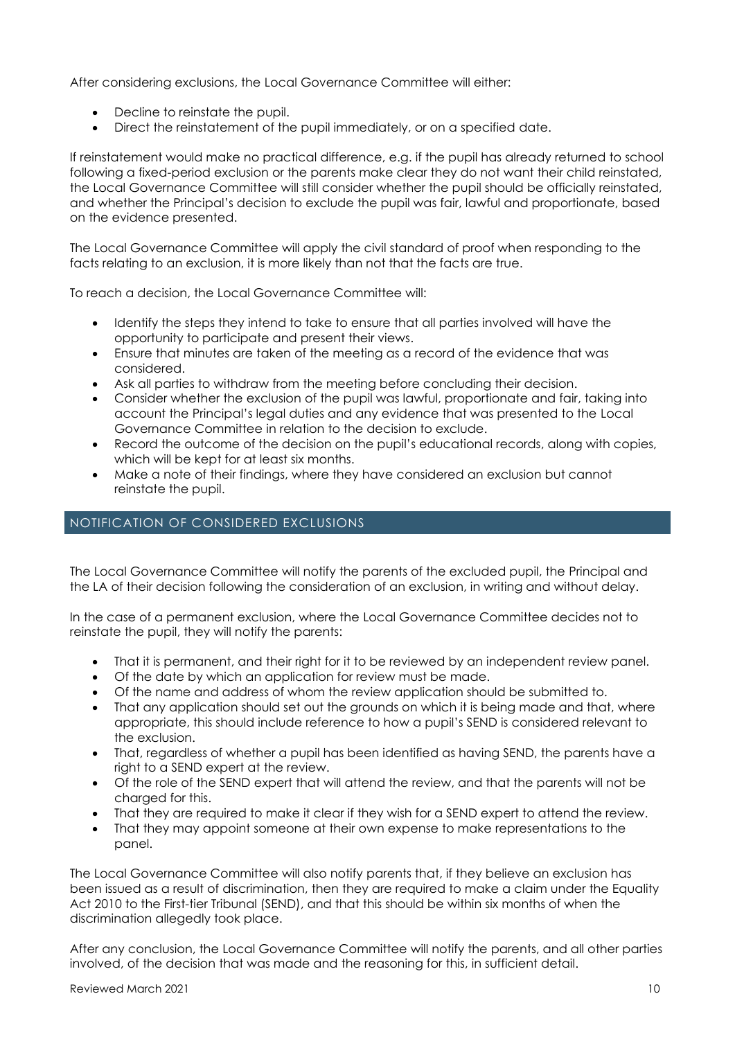After considering exclusions, the Local Governance Committee will either:

- Decline to reinstate the pupil.
- Direct the reinstatement of the pupil immediately, or on a specified date.

If reinstatement would make no practical difference, e.g. if the pupil has already returned to school following a fixed-period exclusion or the parents make clear they do not want their child reinstated, the Local Governance Committee will still consider whether the pupil should be officially reinstated, and whether the Principal's decision to exclude the pupil was fair, lawful and proportionate, based on the evidence presented.

The Local Governance Committee will apply the civil standard of proof when responding to the facts relating to an exclusion, it is more likely than not that the facts are true.

To reach a decision, the Local Governance Committee will:

- Identify the steps they intend to take to ensure that all parties involved will have the opportunity to participate and present their views.
- Ensure that minutes are taken of the meeting as a record of the evidence that was considered.
- Ask all parties to withdraw from the meeting before concluding their decision.
- Consider whether the exclusion of the pupil was lawful, proportionate and fair, taking into account the Principal's legal duties and any evidence that was presented to the Local Governance Committee in relation to the decision to exclude.
- Record the outcome of the decision on the pupil's educational records, along with copies, which will be kept for at least six months.
- Make a note of their findings, where they have considered an exclusion but cannot reinstate the pupil.

## NOTIFICATION OF CONSIDERED EXCLUSIONS

The Local Governance Committee will notify the parents of the excluded pupil, the Principal and the LA of their decision following the consideration of an exclusion, in writing and without delay.

In the case of a permanent exclusion, where the Local Governance Committee decides not to reinstate the pupil, they will notify the parents:

- That it is permanent, and their right for it to be reviewed by an independent review panel.
- Of the date by which an application for review must be made.
- Of the name and address of whom the review application should be submitted to.
- That any application should set out the grounds on which it is being made and that, where appropriate, this should include reference to how a pupil's SEND is considered relevant to the exclusion.
- That, regardless of whether a pupil has been identified as having SEND, the parents have a right to a SEND expert at the review.
- Of the role of the SEND expert that will attend the review, and that the parents will not be charged for this.
- That they are required to make it clear if they wish for a SEND expert to attend the review.
- That they may appoint someone at their own expense to make representations to the panel.

The Local Governance Committee will also notify parents that, if they believe an exclusion has been issued as a result of discrimination, then they are required to make a claim under the Equality Act 2010 to the First-tier Tribunal (SEND), and that this should be within six months of when the discrimination allegedly took place.

After any conclusion, the Local Governance Committee will notify the parents, and all other parties involved, of the decision that was made and the reasoning for this, in sufficient detail.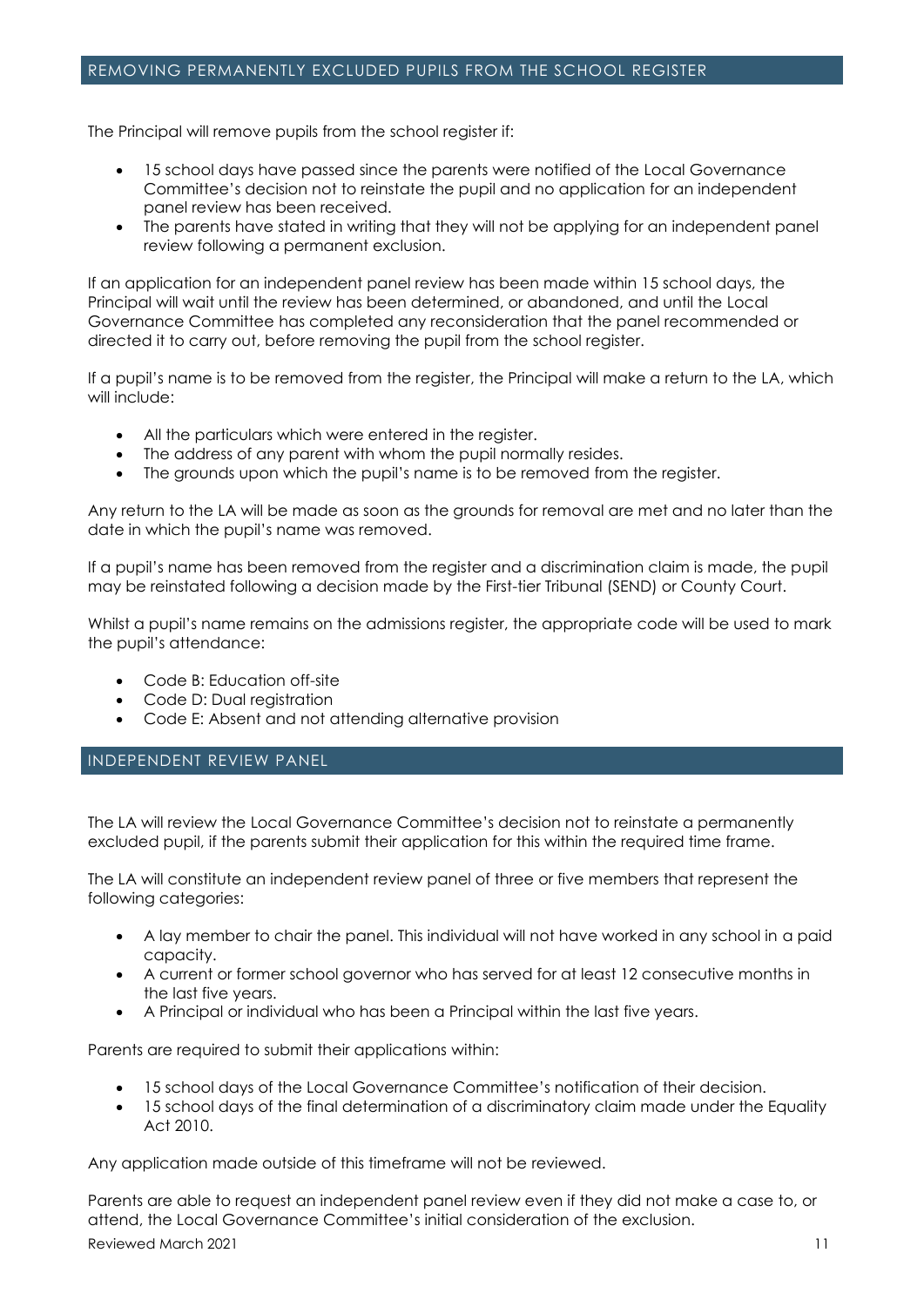## REMOVING PERMANENTLY EXCLUDED PUPILS FROM THE SCHOOL REGISTER

The Principal will remove pupils from the school register if:

- 15 school days have passed since the parents were notified of the Local Governance Committee's decision not to reinstate the pupil and no application for an independent panel review has been received.
- The parents have stated in writing that they will not be applying for an independent panel review following a permanent exclusion.

If an application for an independent panel review has been made within 15 school days, the Principal will wait until the review has been determined, or abandoned, and until the Local Governance Committee has completed any reconsideration that the panel recommended or directed it to carry out, before removing the pupil from the school register.

If a pupil's name is to be removed from the register, the Principal will make a return to the LA, which will include:

- All the particulars which were entered in the register.
- The address of any parent with whom the pupil normally resides.
- The grounds upon which the pupil's name is to be removed from the register.

Any return to the LA will be made as soon as the grounds for removal are met and no later than the date in which the pupil's name was removed.

If a pupil's name has been removed from the register and a discrimination claim is made, the pupil may be reinstated following a decision made by the First-tier Tribunal (SEND) or County Court.

Whilst a pupil's name remains on the admissions register, the appropriate code will be used to mark the pupil's attendance:

- Code B: Education off-site
- Code D: Dual registration
- Code E: Absent and not attending alternative provision

## INDEPENDENT REVIEW PANEL

The LA will review the Local Governance Committee's decision not to reinstate a permanently excluded pupil, if the parents submit their application for this within the required time frame.

The LA will constitute an independent review panel of three or five members that represent the following categories:

- A lay member to chair the panel. This individual will not have worked in any school in a paid capacity.
- A current or former school governor who has served for at least 12 consecutive months in the last five years.
- A Principal or individual who has been a Principal within the last five years.

Parents are required to submit their applications within:

- 15 school days of the Local Governance Committee's notification of their decision.
- 15 school days of the final determination of a discriminatory claim made under the Equality Act 2010.

Any application made outside of this timeframe will not be reviewed.

Parents are able to request an independent panel review even if they did not make a case to, or attend, the Local Governance Committee's initial consideration of the exclusion.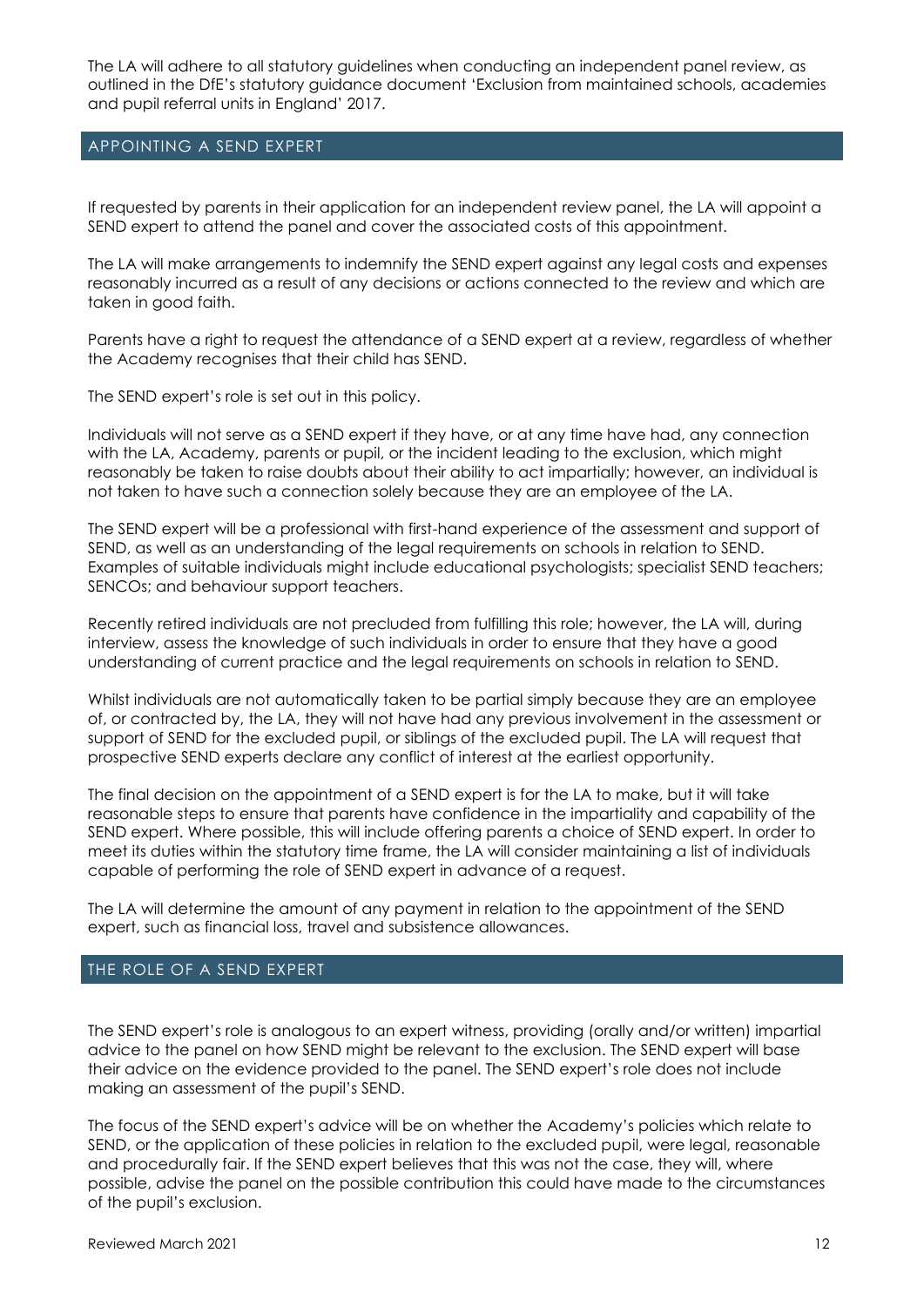The LA will adhere to all statutory guidelines when conducting an independent panel review, as outlined in the DfE's statutory guidance document 'Exclusion from maintained schools, academies and pupil referral units in England' 2017.

## APPOINTING A SEND EXPERT

If requested by parents in their application for an independent review panel, the LA will appoint a SEND expert to attend the panel and cover the associated costs of this appointment.

The LA will make arrangements to indemnify the SEND expert against any legal costs and expenses reasonably incurred as a result of any decisions or actions connected to the review and which are taken in good faith.

Parents have a right to request the attendance of a SEND expert at a review, regardless of whether the Academy recognises that their child has SEND.

The SEND expert's role is set out in this policy.

Individuals will not serve as a SEND expert if they have, or at any time have had, any connection with the LA, Academy, parents or pupil, or the incident leading to the exclusion, which might reasonably be taken to raise doubts about their ability to act impartially; however, an individual is not taken to have such a connection solely because they are an employee of the LA.

The SEND expert will be a professional with first-hand experience of the assessment and support of SEND, as well as an understanding of the legal requirements on schools in relation to SEND. Examples of suitable individuals might include educational psychologists; specialist SEND teachers; SENCOs; and behaviour support teachers.

Recently retired individuals are not precluded from fulfilling this role; however, the LA will, during interview, assess the knowledge of such individuals in order to ensure that they have a good understanding of current practice and the legal requirements on schools in relation to SEND.

Whilst individuals are not automatically taken to be partial simply because they are an employee of, or contracted by, the LA, they will not have had any previous involvement in the assessment or support of SEND for the excluded pupil, or siblings of the excluded pupil. The LA will request that prospective SEND experts declare any conflict of interest at the earliest opportunity.

The final decision on the appointment of a SEND expert is for the LA to make, but it will take reasonable steps to ensure that parents have confidence in the impartiality and capability of the SEND expert. Where possible, this will include offering parents a choice of SEND expert. In order to meet its duties within the statutory time frame, the LA will consider maintaining a list of individuals capable of performing the role of SEND expert in advance of a request.

The LA will determine the amount of any payment in relation to the appointment of the SEND expert, such as financial loss, travel and subsistence allowances.

## THE ROLE OF A SEND EXPERT

The SEND expert's role is analogous to an expert witness, providing (orally and/or written) impartial advice to the panel on how SEND might be relevant to the exclusion. The SEND expert will base their advice on the evidence provided to the panel. The SEND expert's role does not include making an assessment of the pupil's SEND.

The focus of the SEND expert's advice will be on whether the Academy's policies which relate to SEND, or the application of these policies in relation to the excluded pupil, were legal, reasonable and procedurally fair. If the SEND expert believes that this was not the case, they will, where possible, advise the panel on the possible contribution this could have made to the circumstances of the pupil's exclusion.

Reviewed March 2021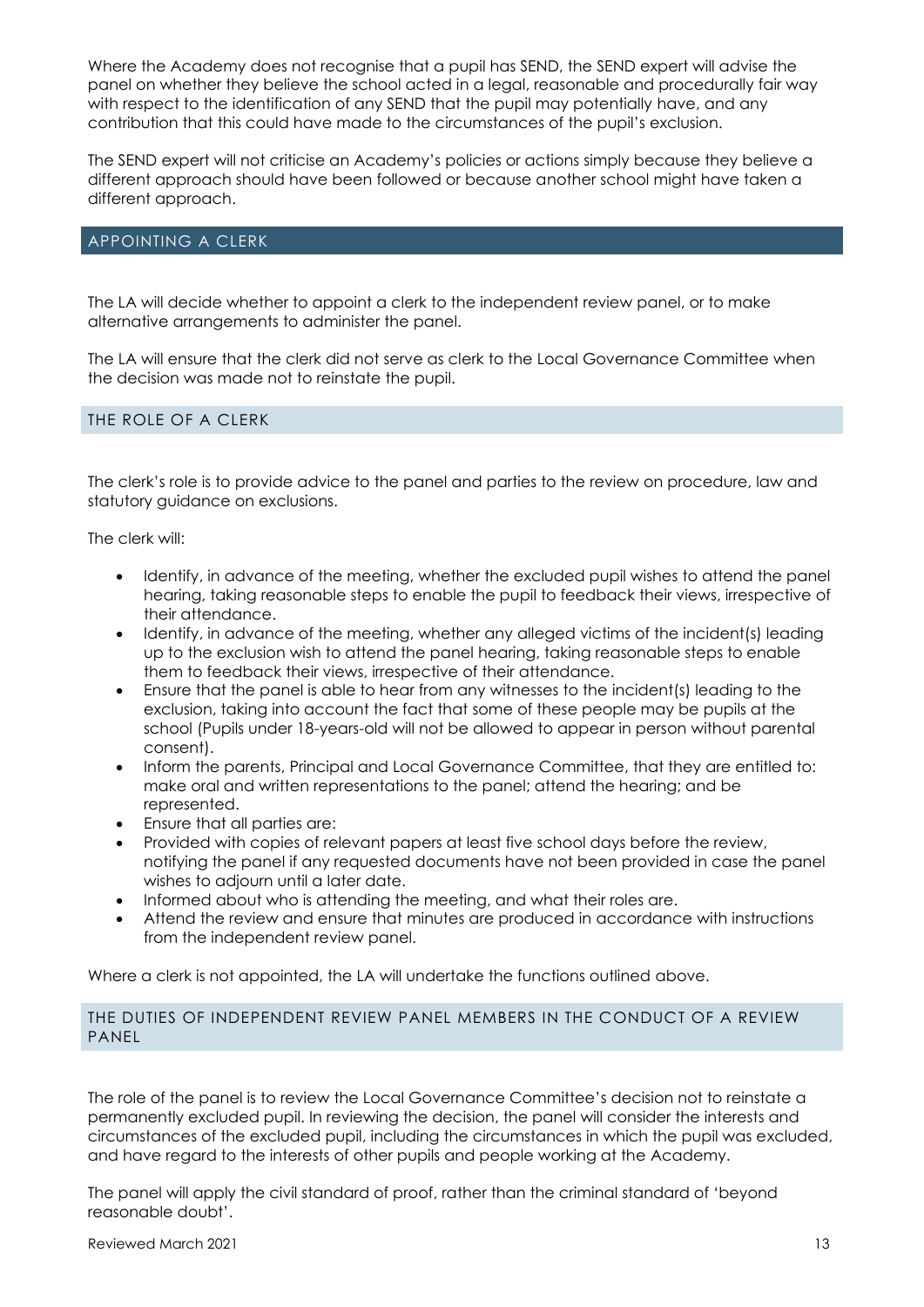Where the Academy does not recognise that a pupil has SEND, the SEND expert will advise the panel on whether they believe the school acted in a legal, reasonable and procedurally fair way with respect to the identification of any SEND that the pupil may potentially have, and any contribution that this could have made to the circumstances of the pupil's exclusion.

The SEND expert will not criticise an Academy's policies or actions simply because they believe a different approach should have been followed or because another school might have taken a different approach.

## APPOINTING A CLERK

The LA will decide whether to appoint a clerk to the independent review panel, or to make alternative arrangements to administer the panel.

The LA will ensure that the clerk did not serve as clerk to the Local Governance Committee when the decision was made not to reinstate the pupil.

### THE ROLE OF A CLERK

The clerk's role is to provide advice to the panel and parties to the review on procedure, law and statutory guidance on exclusions.

The clerk will:

- Identify, in advance of the meeting, whether the excluded pupil wishes to attend the panel hearing, taking reasonable steps to enable the pupil to feedback their views, irrespective of their attendance.
- Identify, in advance of the meeting, whether any alleged victims of the incident(s) leading up to the exclusion wish to attend the panel hearing, taking reasonable steps to enable them to feedback their views, irrespective of their attendance.
- Ensure that the panel is able to hear from any witnesses to the incident(s) leading to the exclusion, taking into account the fact that some of these people may be pupils at the school (Pupils under 18-years-old will not be allowed to appear in person without parental consent).
- Inform the parents, Principal and Local Governance Committee, that they are entitled to: make oral and written representations to the panel; attend the hearing; and be represented.
- Ensure that all parties are:
- Provided with copies of relevant papers at least five school days before the review, notifying the panel if any requested documents have not been provided in case the panel wishes to adjourn until a later date.
- Informed about who is attending the meeting, and what their roles are.
- Attend the review and ensure that minutes are produced in accordance with instructions from the independent review panel.

Where a clerk is not appointed, the LA will undertake the functions outlined above.

### THE DUTIES OF INDEPENDENT REVIEW PANEL MEMBERS IN THE CONDUCT OF A REVIEW PANEL

The role of the panel is to review the Local Governance Committee's decision not to reinstate a permanently excluded pupil. In reviewing the decision, the panel will consider the interests and circumstances of the excluded pupil, including the circumstances in which the pupil was excluded, and have regard to the interests of other pupils and people working at the Academy.

The panel will apply the civil standard of proof, rather than the criminal standard of 'beyond reasonable doubt'.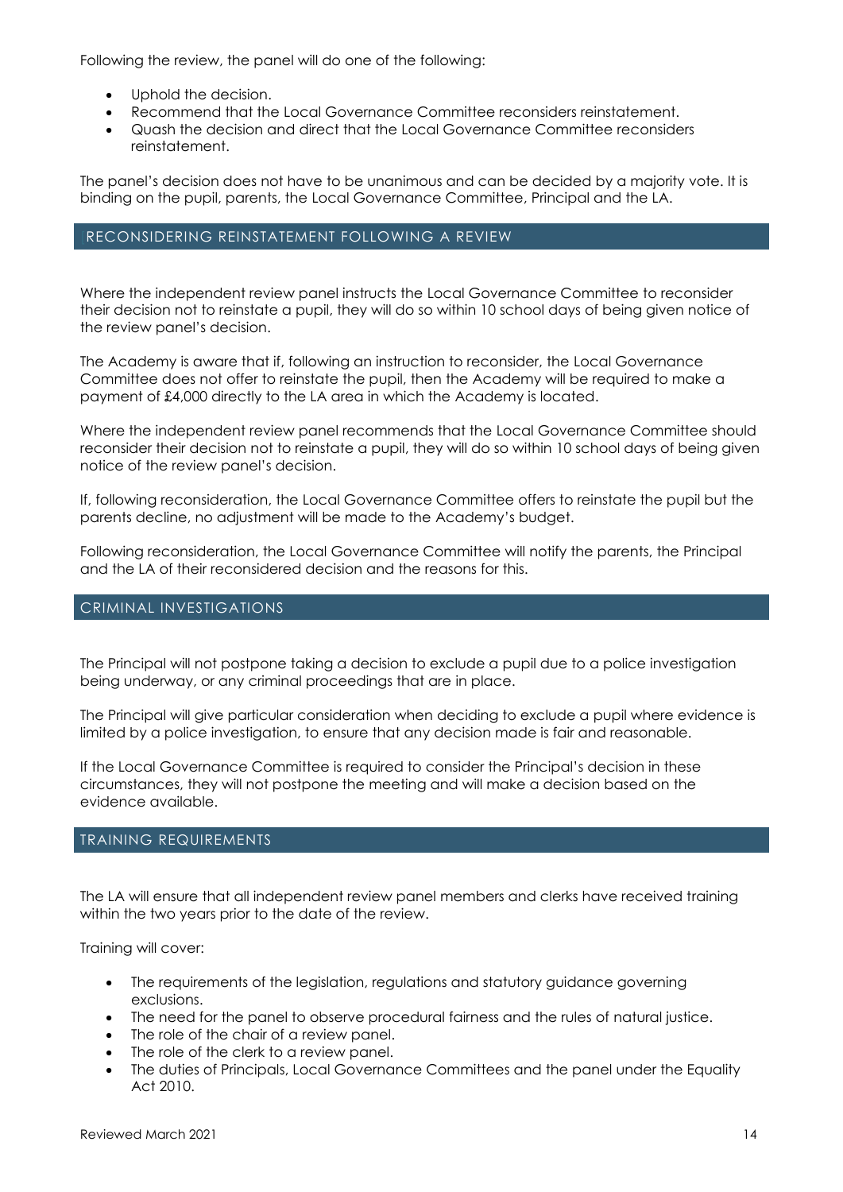Following the review, the panel will do one of the following:

- Uphold the decision.
- Recommend that the Local Governance Committee reconsiders reinstatement.
- Quash the decision and direct that the Local Governance Committee reconsiders reinstatement.

The panel's decision does not have to be unanimous and can be decided by a majority vote. It is binding on the pupil, parents, the Local Governance Committee, Principal and the LA.

## RECONSIDERING REINSTATEMENT FOLLOWING A REVIEW

Where the independent review panel instructs the Local Governance Committee to reconsider their decision not to reinstate a pupil, they will do so within 10 school days of being given notice of the review panel's decision.

The Academy is aware that if, following an instruction to reconsider, the Local Governance Committee does not offer to reinstate the pupil, then the Academy will be required to make a payment of £4,000 directly to the LA area in which the Academy is located.

Where the independent review panel recommends that the Local Governance Committee should reconsider their decision not to reinstate a pupil, they will do so within 10 school days of being given notice of the review panel's decision.

If, following reconsideration, the Local Governance Committee offers to reinstate the pupil but the parents decline, no adjustment will be made to the Academy's budget.

Following reconsideration, the Local Governance Committee will notify the parents, the Principal and the LA of their reconsidered decision and the reasons for this.

## CRIMINAL INVESTIGATIONS

The Principal will not postpone taking a decision to exclude a pupil due to a police investigation being underway, or any criminal proceedings that are in place.

The Principal will give particular consideration when deciding to exclude a pupil where evidence is limited by a police investigation, to ensure that any decision made is fair and reasonable.

If the Local Governance Committee is required to consider the Principal's decision in these circumstances, they will not postpone the meeting and will make a decision based on the evidence available.

## TRAINING REQUIREMENTS

The LA will ensure that all independent review panel members and clerks have received training within the two years prior to the date of the review.

Training will cover:

- The requirements of the legislation, regulations and statutory guidance governing exclusions.
- The need for the panel to observe procedural fairness and the rules of natural justice.
- The role of the chair of a review panel.
- The role of the clerk to a review panel.
- The duties of Principals, Local Governance Committees and the panel under the Equality Act 2010.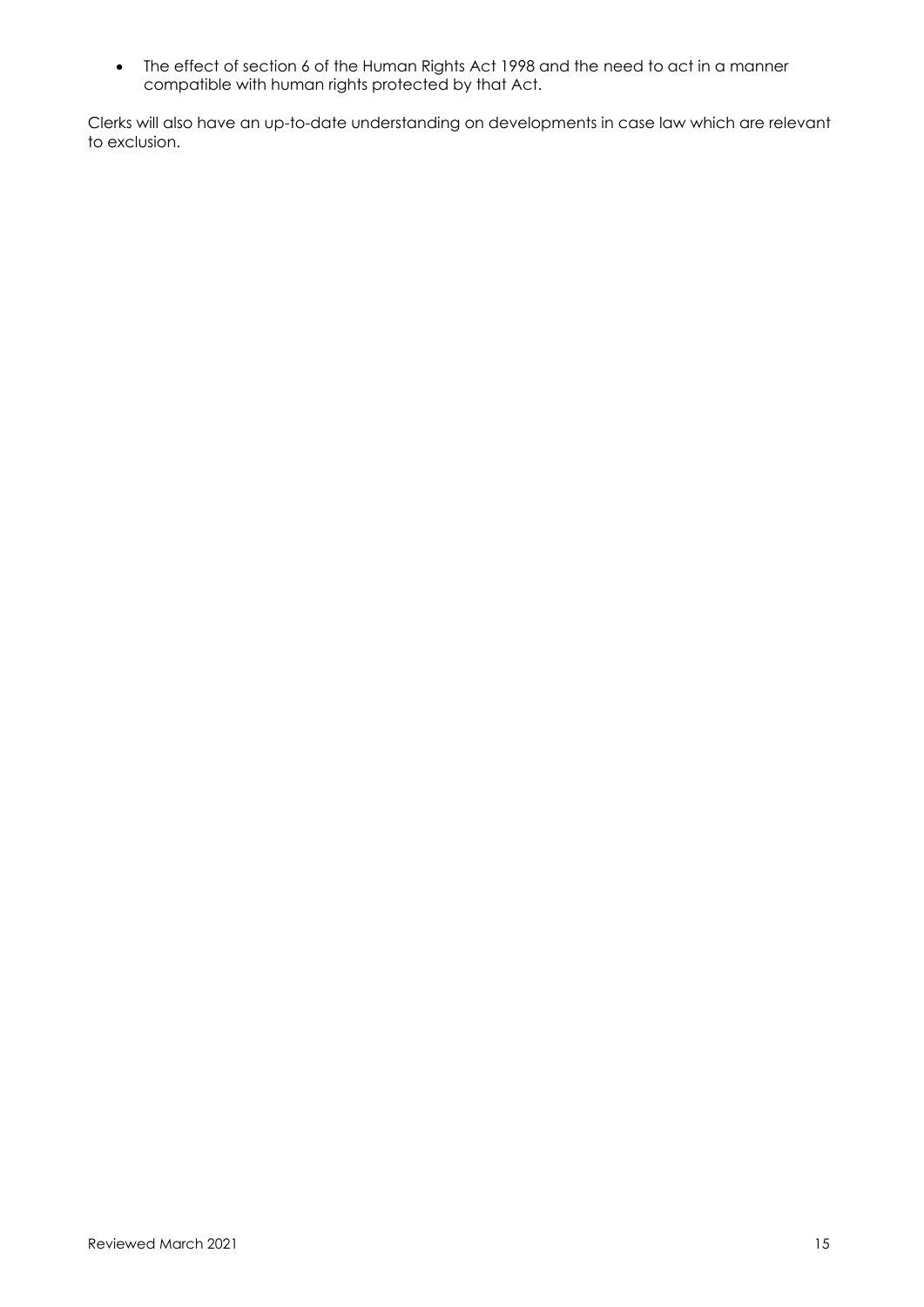- The effect of section 6 of the Human Rights Act 1998 and the need to act in a manner compatible with human rights protected by that Act.

Clerks will also have an up-to-date understanding on developments in case law which are relevant to exclusion.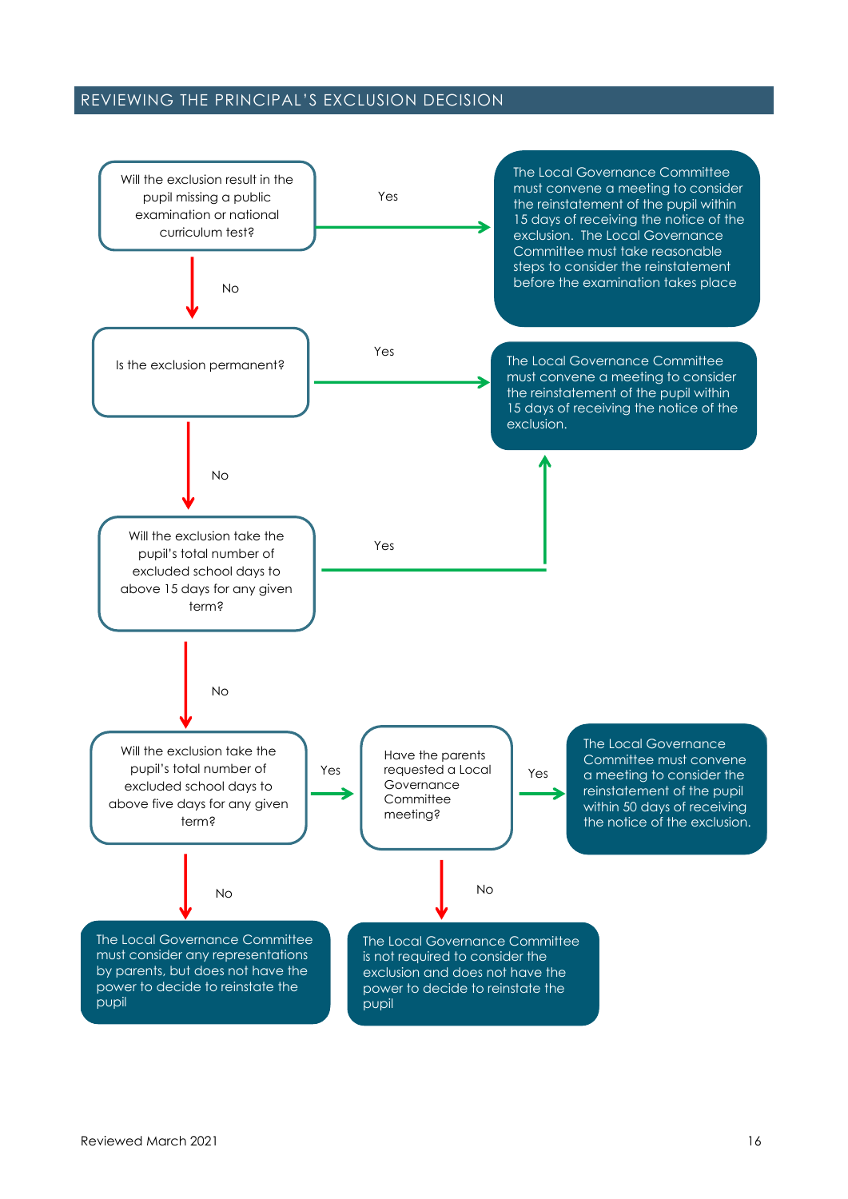## REVIEWING THE PRINCIPAL'S EXCLUSION DECISION

Will the exclusion result in the pupil missing a public examination or national curriculum test?

- **Yes** → The Local Governance Committee must convene a meeting to consider the reinstatement of the pupil within 15 days of receiving the notice of the exclusion. The Local Governance Committee must take reasonable steps to consider the reinstatement before the examination takes place
- **No** ↓

Is the exclusion permanent?

- **Yes** → The Local Governance Committee must convene a meeting to consider the reinstatement of the pupil within 15 days of receiving the notice of the exclusion.
- **No** ↓

Will the exclusion take the pupil's total number of excluded school days to above 15 days for any given term?

- **Yes** → The Local Governance Committee must convene a meeting to consider the reinstatement of the pupil within 15 days of receiving the notice of the exclusion.
- **No** ↓

Will the exclusion take the pupil's total number of excluded school days to above five days for any given term?

- **Yes** → Have the parents requested a Local Governance Committee meeting?
  - **Yes** → The Local Governance Committee must convene a meeting to consider the reinstatement of the pupil within 50 days of receiving the notice of the exclusion.
  - **No** → The Local Governance Committee is not required to consider the exclusion and does not have the power to decide to reinstate the pupil
- **No** → The Local Governance Committee must consider any representations by parents, but does not have the power to decide to reinstate the pupil

Reviewed March 2021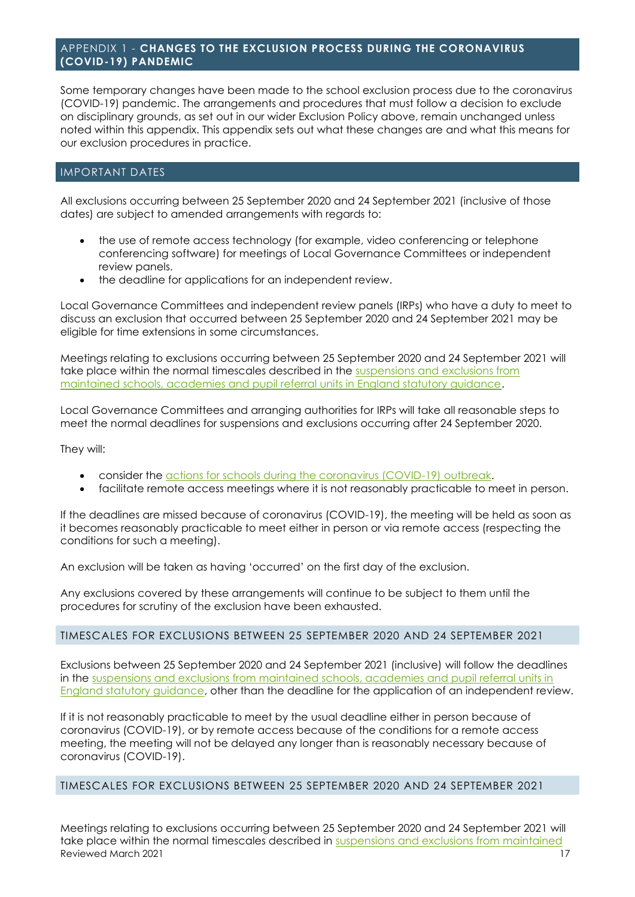## APPENDIX 1 - **CHANGES TO THE EXCLUSION PROCESS DURING THE CORONAVIRUS (COVID-19) PANDEMIC**

Some temporary changes have been made to the school exclusion process due to the coronavirus (COVID-19) pandemic. The arrangements and procedures that must follow a decision to exclude on disciplinary grounds, as set out in our wider Exclusion Policy above, remain unchanged unless noted within this appendix. This appendix sets out what these changes are and what this means for our exclusion procedures in practice.

## IMPORTANT DATES

All exclusions occurring between 25 September 2020 and 24 September 2021 (inclusive of those dates) are subject to amended arrangements with regards to:

- the use of remote access technology (for example, video conferencing or telephone conferencing software) for meetings of Local Governance Committees or independent review panels.
- the deadline for applications for an independent review.

Local Governance Committees and independent review panels (IRPs) who have a duty to meet to discuss an exclusion that occurred between 25 September 2020 and 24 September 2021 may be eligible for time extensions in some circumstances.

Meetings relating to exclusions occurring between 25 September 2020 and 24 September 2021 will take place within the normal timescales described in the suspensions and exclusions from maintained schools, academies and pupil referral units in England statutory guidance.

Local Governance Committees and arranging authorities for IRPs will take all reasonable steps to meet the normal deadlines for suspensions and exclusions occurring after 24 September 2020.

They will:

- consider the actions for schools during the coronavirus (COVID-19) outbreak.
- facilitate remote access meetings where it is not reasonably practicable to meet in person.

If the deadlines are missed because of coronavirus (COVID-19), the meeting will be held as soon as it becomes reasonably practicable to meet either in person or via remote access (respecting the conditions for such a meeting).

An exclusion will be taken as having 'occurred' on the first day of the exclusion.

Any exclusions covered by these arrangements will continue to be subject to them until the procedures for scrutiny of the exclusion have been exhausted.

### TIMESCALES FOR EXCLUSIONS BETWEEN 25 SEPTEMBER 2020 AND 24 SEPTEMBER 2021

Exclusions between 25 September 2020 and 24 September 2021 (inclusive) will follow the deadlines in the suspensions and exclusions from maintained schools, academies and pupil referral units in England statutory guidance, other than the deadline for the application of an independent review.

If it is not reasonably practicable to meet by the usual deadline either in person because of coronavirus (COVID-19), or by remote access because of the conditions for a remote access meeting, the meeting will not be delayed any longer than is reasonably necessary because of coronavirus (COVID-19).

### TIMESCALES FOR EXCLUSIONS BETWEEN 25 SEPTEMBER 2020 AND 24 SEPTEMBER 2021

Meetings relating to exclusions occurring between 25 September 2020 and 24 September 2021 will take place within the normal timescales described in suspensions and exclusions from maintained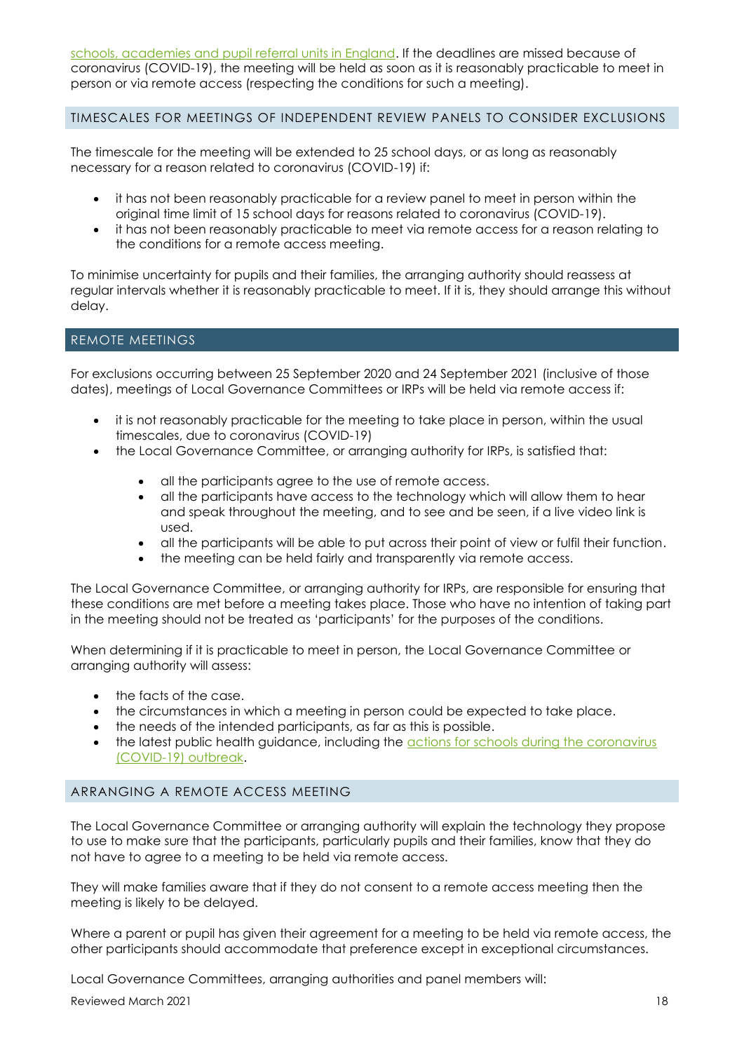[schools, academies and pupil referral units in England](). If the deadlines are missed because of coronavirus (COVID-19), the meeting will be held as soon as it is reasonably practicable to meet in person or via remote access (respecting the conditions for such a meeting).

## TIMESCALES FOR MEETINGS OF INDEPENDENT REVIEW PANELS TO CONSIDER EXCLUSIONS

The timescale for the meeting will be extended to 25 school days, or as long as reasonably necessary for a reason related to coronavirus (COVID-19) if:

- it has not been reasonably practicable for a review panel to meet in person within the original time limit of 15 school days for reasons related to coronavirus (COVID-19).
- it has not been reasonably practicable to meet via remote access for a reason relating to the conditions for a remote access meeting.

To minimise uncertainty for pupils and their families, the arranging authority should reassess at regular intervals whether it is reasonably practicable to meet. If it is, they should arrange this without delay.

## REMOTE MEETINGS

For exclusions occurring between 25 September 2020 and 24 September 2021 (inclusive of those dates), meetings of Local Governance Committees or IRPs will be held via remote access if:

- it is not reasonably practicable for the meeting to take place in person, within the usual timescales, due to coronavirus (COVID-19)
- the Local Governance Committee, or arranging authority for IRPs, is satisfied that:
    - all the participants agree to the use of remote access.
    - all the participants have access to the technology which will allow them to hear and speak throughout the meeting, and to see and be seen, if a live video link is used.
    - all the participants will be able to put across their point of view or fulfil their function.
    - the meeting can be held fairly and transparently via remote access.

The Local Governance Committee, or arranging authority for IRPs, are responsible for ensuring that these conditions are met before a meeting takes place. Those who have no intention of taking part in the meeting should not be treated as 'participants' for the purposes of the conditions.

When determining if it is practicable to meet in person, the Local Governance Committee or arranging authority will assess:

- the facts of the case.
- the circumstances in which a meeting in person could be expected to take place.
- the needs of the intended participants, as far as this is possible.
- the latest public health guidance, including the [actions for schools during the coronavirus (COVID-19) outbreak]().

## ARRANGING A REMOTE ACCESS MEETING

The Local Governance Committee or arranging authority will explain the technology they propose to use to make sure that the participants, particularly pupils and their families, know that they do not have to agree to a meeting to be held via remote access.

They will make families aware that if they do not consent to a remote access meeting then the meeting is likely to be delayed.

Where a parent or pupil has given their agreement for a meeting to be held via remote access, the other participants should accommodate that preference except in exceptional circumstances.

Local Governance Committees, arranging authorities and panel members will: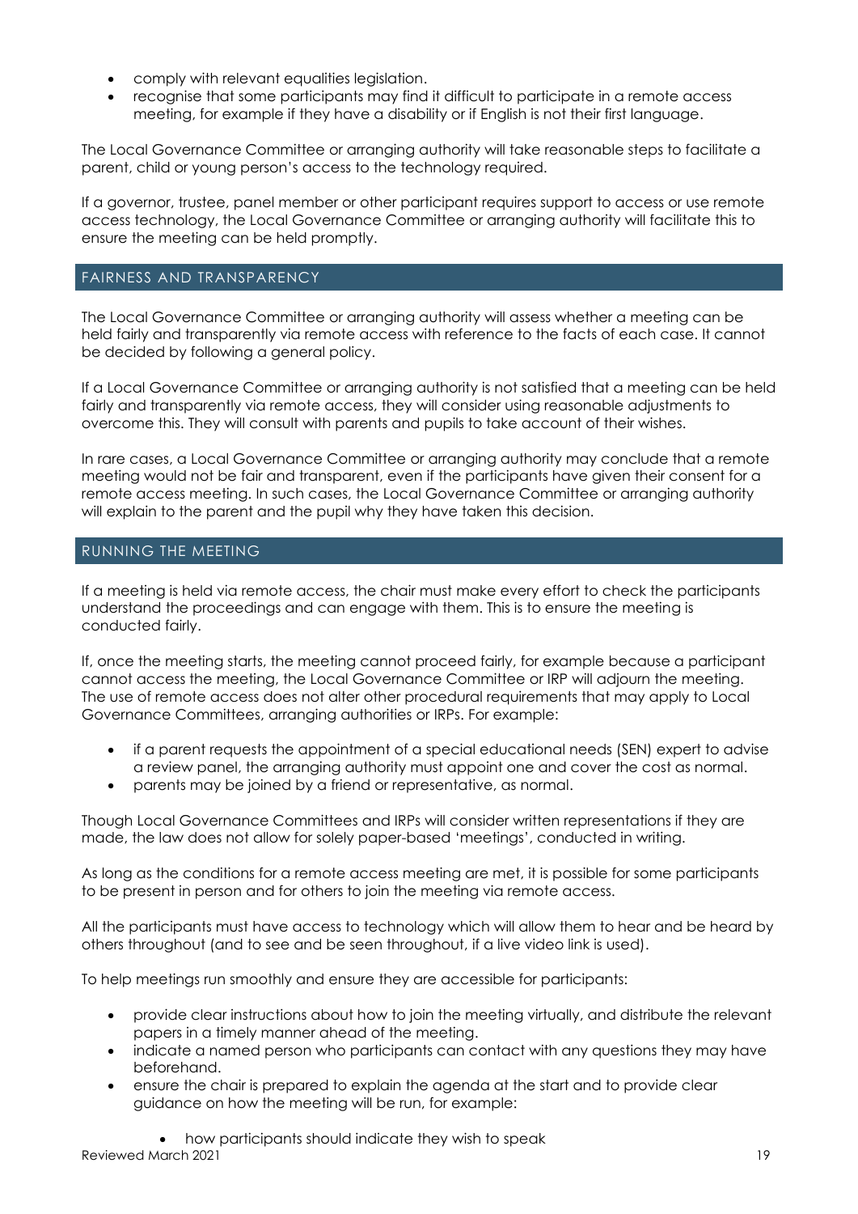- comply with relevant equalities legislation.
- recognise that some participants may find it difficult to participate in a remote access meeting, for example if they have a disability or if English is not their first language.

The Local Governance Committee or arranging authority will take reasonable steps to facilitate a parent, child or young person's access to the technology required.

If a governor, trustee, panel member or other participant requires support to access or use remote access technology, the Local Governance Committee or arranging authority will facilitate this to ensure the meeting can be held promptly.

## FAIRNESS AND TRANSPARENCY

The Local Governance Committee or arranging authority will assess whether a meeting can be held fairly and transparently via remote access with reference to the facts of each case. It cannot be decided by following a general policy.

If a Local Governance Committee or arranging authority is not satisfied that a meeting can be held fairly and transparently via remote access, they will consider using reasonable adjustments to overcome this. They will consult with parents and pupils to take account of their wishes.

In rare cases, a Local Governance Committee or arranging authority may conclude that a remote meeting would not be fair and transparent, even if the participants have given their consent for a remote access meeting. In such cases, the Local Governance Committee or arranging authority will explain to the parent and the pupil why they have taken this decision.

## RUNNING THE MEETING

If a meeting is held via remote access, the chair must make every effort to check the participants understand the proceedings and can engage with them. This is to ensure the meeting is conducted fairly.

If, once the meeting starts, the meeting cannot proceed fairly, for example because a participant cannot access the meeting, the Local Governance Committee or IRP will adjourn the meeting. The use of remote access does not alter other procedural requirements that may apply to Local Governance Committees, arranging authorities or IRPs. For example:

- if a parent requests the appointment of a special educational needs (SEN) expert to advise a review panel, the arranging authority must appoint one and cover the cost as normal.
- parents may be joined by a friend or representative, as normal.

Though Local Governance Committees and IRPs will consider written representations if they are made, the law does not allow for solely paper-based 'meetings', conducted in writing.

As long as the conditions for a remote access meeting are met, it is possible for some participants to be present in person and for others to join the meeting via remote access.

All the participants must have access to technology which will allow them to hear and be heard by others throughout (and to see and be seen throughout, if a live video link is used).

To help meetings run smoothly and ensure they are accessible for participants:

- provide clear instructions about how to join the meeting virtually, and distribute the relevant papers in a timely manner ahead of the meeting.
- indicate a named person who participants can contact with any questions they may have beforehand.
- ensure the chair is prepared to explain the agenda at the start and to provide clear guidance on how the meeting will be run, for example:
  - how participants should indicate they wish to speak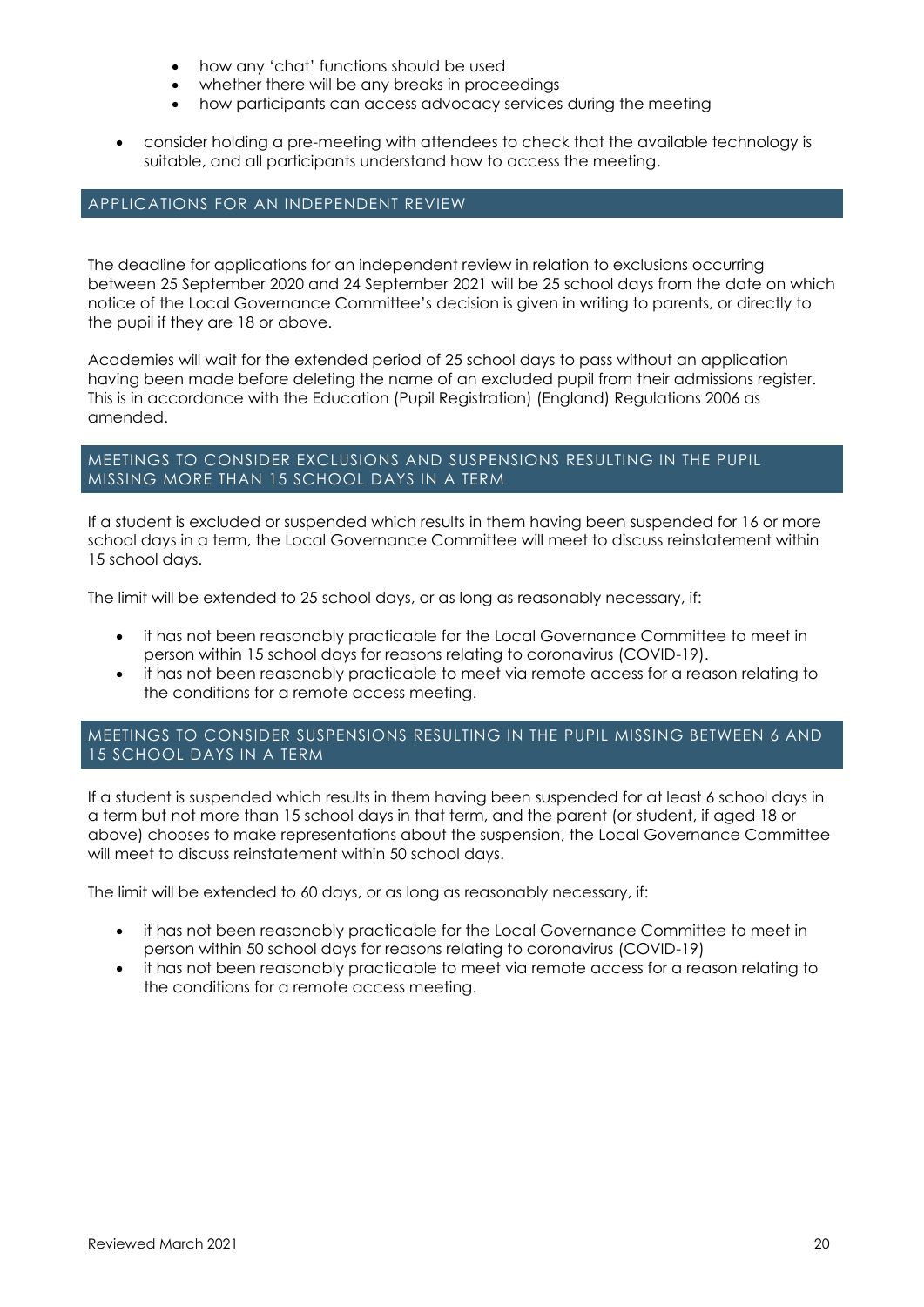- how any 'chat' functions should be used
  - whether there will be any breaks in proceedings
  - how participants can access advocacy services during the meeting
- consider holding a pre-meeting with attendees to check that the available technology is suitable, and all participants understand how to access the meeting.

## APPLICATIONS FOR AN INDEPENDENT REVIEW

The deadline for applications for an independent review in relation to exclusions occurring between 25 September 2020 and 24 September 2021 will be 25 school days from the date on which notice of the Local Governance Committee's decision is given in writing to parents, or directly to the pupil if they are 18 or above.

Academies will wait for the extended period of 25 school days to pass without an application having been made before deleting the name of an excluded pupil from their admissions register. This is in accordance with the Education (Pupil Registration) (England) Regulations 2006 as amended.

## MEETINGS TO CONSIDER EXCLUSIONS AND SUSPENSIONS RESULTING IN THE PUPIL MISSING MORE THAN 15 SCHOOL DAYS IN A TERM

If a student is excluded or suspended which results in them having been suspended for 16 or more school days in a term, the Local Governance Committee will meet to discuss reinstatement within 15 school days.

The limit will be extended to 25 school days, or as long as reasonably necessary, if:

- it has not been reasonably practicable for the Local Governance Committee to meet in person within 15 school days for reasons relating to coronavirus (COVID-19).
- it has not been reasonably practicable to meet via remote access for a reason relating to the conditions for a remote access meeting.

## MEETINGS TO CONSIDER SUSPENSIONS RESULTING IN THE PUPIL MISSING BETWEEN 6 AND 15 SCHOOL DAYS IN A TERM

If a student is suspended which results in them having been suspended for at least 6 school days in a term but not more than 15 school days in that term, and the parent (or student, if aged 18 or above) chooses to make representations about the suspension, the Local Governance Committee will meet to discuss reinstatement within 50 school days.

The limit will be extended to 60 days, or as long as reasonably necessary, if:

- it has not been reasonably practicable for the Local Governance Committee to meet in person within 50 school days for reasons relating to coronavirus (COVID-19)
- it has not been reasonably practicable to meet via remote access for a reason relating to the conditions for a remote access meeting.